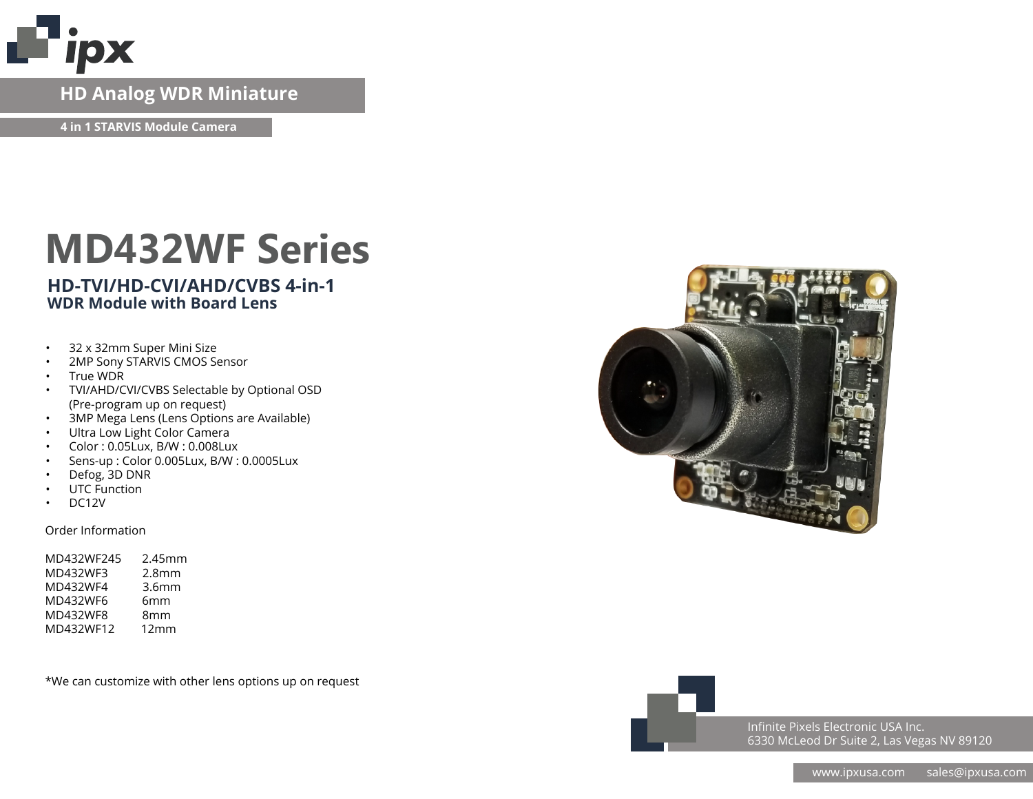ipx

HD Analog WDR Miniature

4 in 1 STARVIS Module Camera

# MD432WF Series

## HD-TVI/HD-CVI/AHD/CVBS 4-in-1 WDR Module with Board Lens

- 32 x 32mm Super Mini Size
- 2MP Sony STARVIS CMOS Sensor
- True WDR
- TVI/AHD/CVI/CVBS Selectable by Optional OSD (Pre-program up on request)
- 3MP Mega Lens (Lens Options are Available)
- Ultra Low Light Color Camera
- Color : 0.05Lux, B/W : 0.008Lux
- Sens-up : Color 0.005Lux, B/W : 0.0005Lux
- Defog, 3D DNR
- UTC Function
- DC12V

Order Information

| | |
|---|---|
| MD432WF245 | 2.45mm |
| MD432WF3 | 2.8mm |
| MD432WF4 | 3.6mm |
| MD432WF6 | 6mm |
| MD432WF8 | 8mm |
| MD432WF12 | 12mm |

*We can customize with other lens options up on request

Infinite Pixels Electronic USA Inc.
6330 McLeod Dr Suite 2, Las Vegas NV 89120

www.ipxusa.com sales@ipxusa.com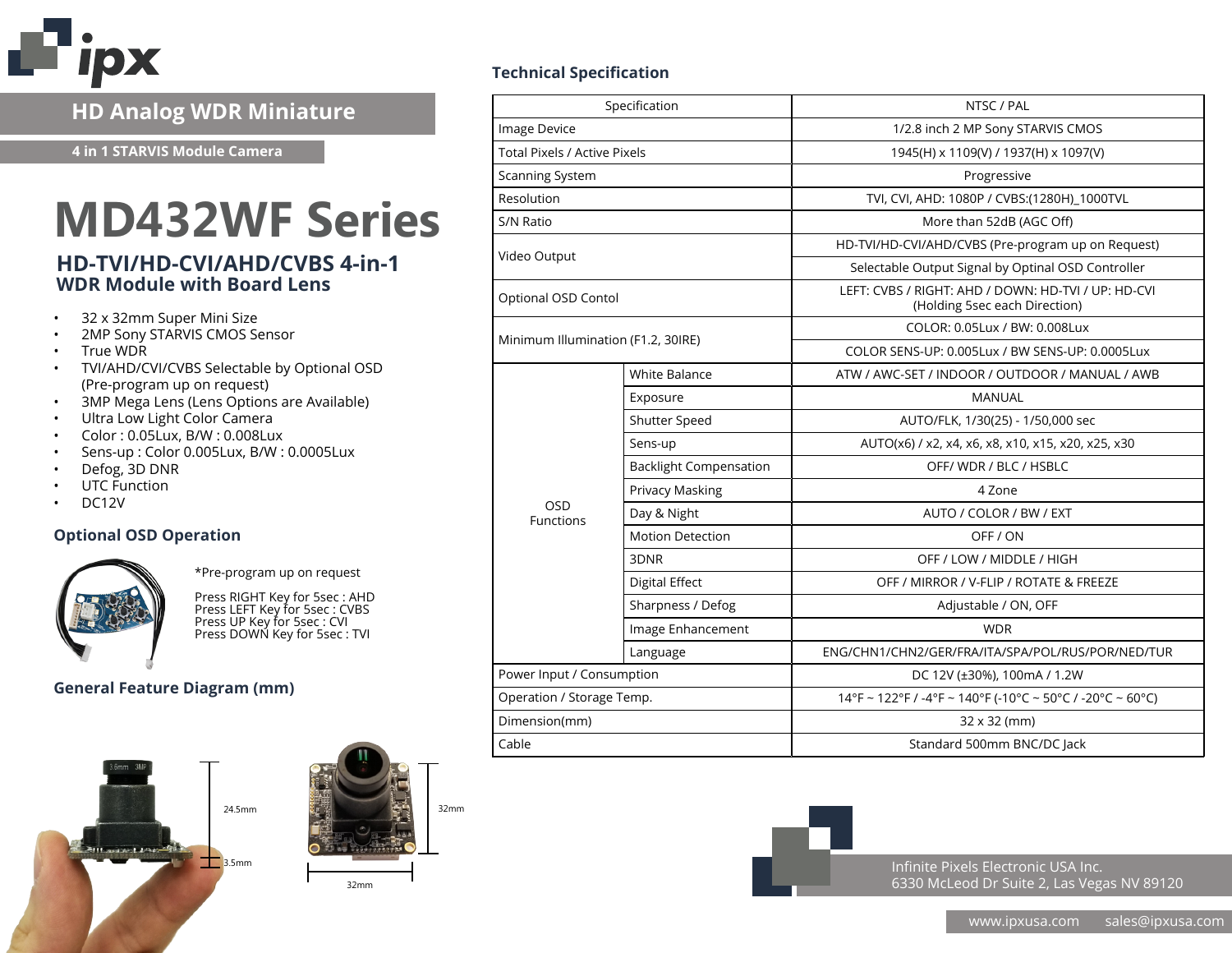# HD Analog WDR Miniature

**4 in 1 STARVIS Module Camera**

# MD432WF Series

## HD-TVI/HD-CVI/AHD/CVBS 4-in-1
### WDR Module with Board Lens

- 32 x 32mm Super Mini Size
- 2MP Sony STARVIS CMOS Sensor
- True WDR
- TVI/AHD/CVI/CVBS Selectable by Optional OSD (Pre-program up on request)
- 3MP Mega Lens (Lens Options are Available)
- Ultra Low Light Color Camera
- Color : 0.05Lux, B/W : 0.008Lux
- Sens-up : Color 0.005Lux, B/W : 0.0005Lux
- Defog, 3D DNR
- UTC Function
- DC12V

### Optional OSD Operation

*Pre-program up on request

Press RIGHT Key for 5sec : AHD
Press LEFT Key for 5sec : CVBS
Press UP Key for 5sec : CVI
Press DOWN Key for 5sec : TVI

### General Feature Diagram (mm)

3.6mm 3MP

24.5mm

3.5mm

32mm

32mm

### Technical Specification

| Specification | | NTSC / PAL |
|---|---|---|
| Image Device | | 1/2.8 inch 2 MP Sony STARVIS CMOS |
| Total Pixels / Active Pixels | | 1945(H) x 1109(V) / 1937(H) x 1097(V) |
| Scanning System | | Progressive |
| Resolution | | TVI, CVI, AHD: 1080P / CVBS:(1280H)_1000TVL |
| S/N Ratio | | More than 52dB (AGC Off) |
| Video Output | | HD-TVI/HD-CVI/AHD/CVBS (Pre-program up on Request) |
| | | Selectable Output Signal by Optinal OSD Controller |
| Optional OSD Contol | | LEFT: CVBS / RIGHT: AHD / DOWN: HD-TVI / UP: HD-CVI (Holding 5sec each Direction) |
| Minimum Illumination (F1.2, 30IRE) | | COLOR: 0.05Lux / BW: 0.008Lux |
| | | COLOR SENS-UP: 0.005Lux / BW SENS-UP: 0.0005Lux |
| OSD Functions | White Balance | ATW / AWC-SET / INDOOR / OUTDOOR / MANUAL / AWB |
| | Exposure | MANUAL |
| | Shutter Speed | AUTO/FLK, 1/30(25) - 1/50,000 sec |
| | Sens-up | AUTO(x6) / x2, x4, x6, x8, x10, x15, x20, x25, x30 |
| | Backlight Compensation | OFF/ WDR / BLC / HSBLC |
| | Privacy Masking | 4 Zone |
| | Day & Night | AUTO / COLOR / BW / EXT |
| | Motion Detection | OFF / ON |
| | 3DNR | OFF / LOW / MIDDLE / HIGH |
| | Digital Effect | OFF / MIRROR / V-FLIP / ROTATE & FREEZE |
| | Sharpness / Defog | Adjustable / ON, OFF |
| | Image Enhancement | WDR |
| | Language | ENG/CHN1/CHN2/GER/FRA/ITA/SPA/POL/RUS/POR/NED/TUR |
| Power Input / Consumption | | DC 12V (±30%), 100mA / 1.2W |
| Operation / Storage Temp. | | 14°F ~ 122°F / -4°F ~ 140°F (-10°C ~ 50°C / -20°C ~ 60°C) |
| Dimension(mm) | | 32 x 32 (mm) |
| Cable | | Standard 500mm BNC/DC Jack |

Infinite Pixels Electronic USA Inc.
6330 McLeod Dr Suite 2, Las Vegas NV 89120

www.ipxusa.com sales@ipxusa.com